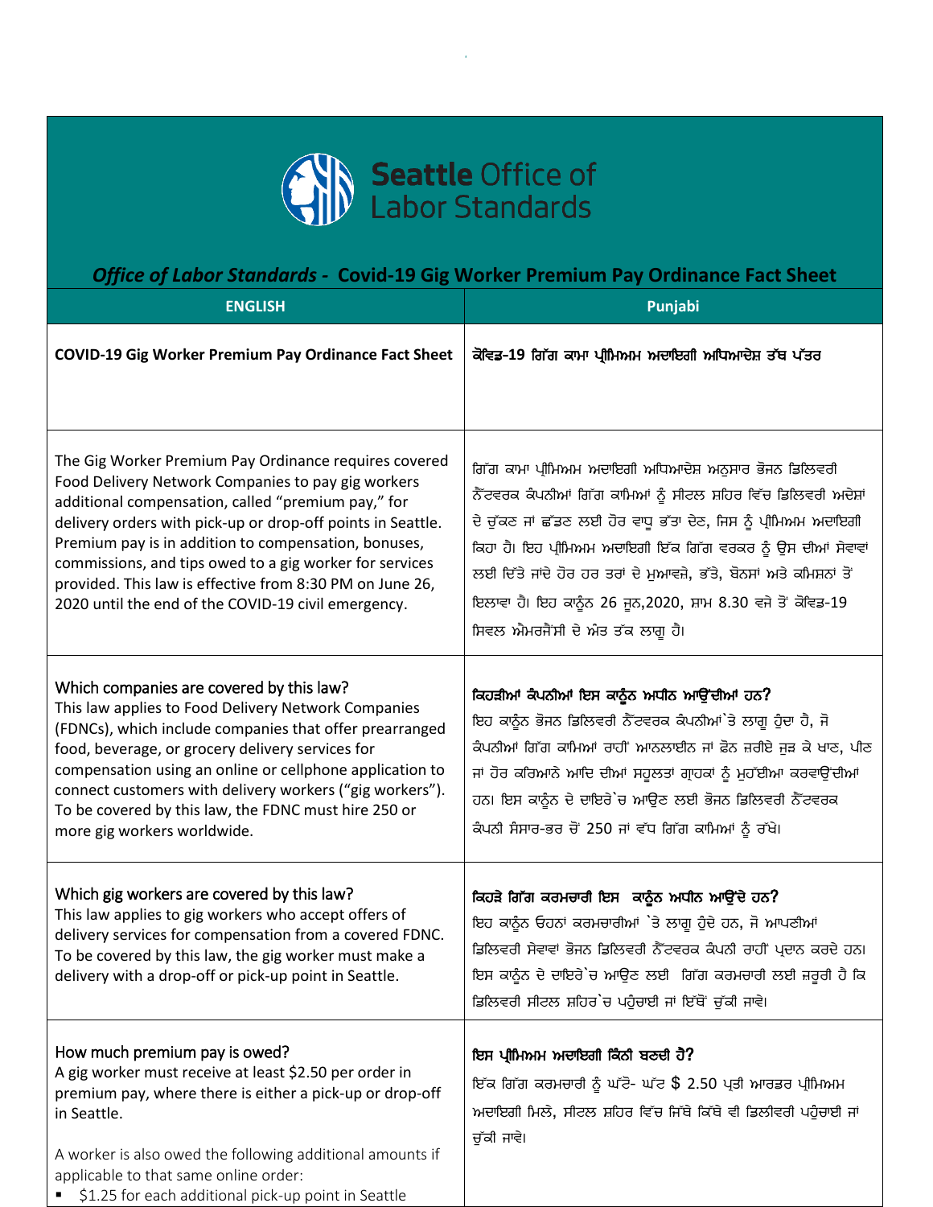**Seattle** Office of Labor Standards

## *Office of Labor Standards* - Covid-19 Gig Worker Premium Pay Ordinance Fact Sheet

| ENGLISH | Punjabi |
|---|---|
| **COVID-19 Gig Worker Premium Pay Ordinance Fact Sheet** | **ਕੋਵਿਡ-19 ਗਿੱਗ ਕਾਮਾ ਪ੍ਰੀਮਿਅਮ ਅਦਾਇਗੀ ਅਧਿਆਦੇਸ਼ ਤੱਥ ਪੱਤਰ** |
| The Gig Worker Premium Pay Ordinance requires covered Food Delivery Network Companies to pay gig workers additional compensation, called "premium pay," for delivery orders with pick-up or drop-off points in Seattle. Premium pay is in addition to compensation, bonuses, commissions, and tips owed to a gig worker for services provided. This law is effective from 8:30 PM on June 26, 2020 until the end of the COVID-19 civil emergency. | ਗਿੱਗ ਕਾਮਾ ਪ੍ਰੀਮਿਅਮ ਅਦਾਇਗੀ ਅਧਿਆਦੇਸ਼ ਅਨੁਸਾਰ ਭੋਜਨ ਡਿਲਿਵਰੀ ਨੈੱਟਵਰਕ ਕੰਪਨੀਆਂ ਗਿੱਗ ਕਾਮਿਆਂ ਨੂੰ ਸੀਟਲ ਸ਼ਹਿਰ ਵਿੱਚ ਡਿਲਿਵਰੀ ਅਦੇਸ਼ਾਂ ਦੇ ਚੁੱਕਣ ਜਾਂ ਛੱਡਣ ਲਈ ਹੋਰ ਵਾਧੂ ਭੱਤਾ ਦੇਣ, ਜਿਸ ਨੂੰ ਪ੍ਰੀਮਿਅਮ ਅਦਾਇਗੀ ਕਿਹਾ ਹੈ। ਇਹ ਪ੍ਰੀਮਿਅਮ ਅਦਾਇਗੀ ਇੱਕ ਗਿੱਗ ਵਰਕਰ ਨੂੰ ਉਸ ਦੀਆਂ ਸੇਵਾਵਾਂ ਲਈ ਦਿੱਤੇ ਜਾਂਦੇ ਹੋਰ ਹਰ ਤਰਾਂ ਦੇ ਮੁਆਵਜ਼ੇ, ਭੱਤੇ, ਬੋਨਸਾਂ ਅਤੇ ਕਮਿਸ਼ਨਾਂ ਤੋਂ ਇਲਾਵਾ ਹੈ। ਇਹ ਕਾਨੂੰਨ 26 ਜੂਨ,2020, ਸ਼ਾਮ 8.30 ਵਜੇ ਤੋਂ ਕੋਵਿਡ-19 ਸਿਵਲ ਐਮਰਜੈਂਸੀ ਦੇ ਅੰਤ ਤੱਕ ਲਾਗੂ ਹੈ। |
| Which companies are covered by this law?<br>This law applies to Food Delivery Network Companies (FDNCs), which include companies that offer prearranged food, beverage, or grocery delivery services for compensation using an online or cellphone application to connect customers with delivery workers ("gig workers"). To be covered by this law, the FDNC must hire 250 or more gig workers worldwide. | **ਕਿਹੜੀਆਂ ਕੰਪਨੀਆਂ ਇਸ ਕਾਨੂੰਨ ਅਧੀਨ ਆਉਂਦੀਆਂ ਹਨ?**<br>ਇਹ ਕਾਨੂੰਨ ਭੋਜਨ ਡਿਲਿਵਰੀ ਨੈੱਟਵਰਕ ਕੰਪਨੀਆਂ`ਤੇ ਲਾਗੂ ਹੁੰਦਾ ਹੈ, ਜੋ ਕੰਪਨੀਆਂ ਗਿੱਗ ਕਾਮਿਆਂ ਰਾਹੀਂ ਆਨਲਾਈਨ ਜਾਂ ਫ਼ੋਨ ਜ਼ਰੀਏ ਜੁੜ ਕੇ ਖਾਣ, ਪੀਣ ਜਾਂ ਹੋਰ ਕਰਿਆਨੇ ਆਦਿ ਦੀਆਂ ਸਹੂਲਤਾਂ ਗ੍ਰਾਹਕਾਂ ਨੂੰ ਮੁਹੱਈਆ ਕਰਵਾਉਂਦੀਆਂ ਹਨ। ਇਸ ਕਾਨੂੰਨ ਦੇ ਦਾਇਰੇ`ਚ ਆਉਣ ਲਈ ਭੋਜਨ ਡਿਲਿਵਰੀ ਨੈੱਟਵਰਕ ਕੰਪਨੀ ਸੰਸਾਰ-ਭਰ ਚੋਂ 250 ਜਾਂ ਵੱਧ ਗਿੱਗ ਕਾਮਿਆਂ ਨੂੰ ਰੱਖੇ। |
| Which gig workers are covered by this law?<br>This law applies to gig workers who accept offers of delivery services for compensation from a covered FDNC. To be covered by this law, the gig worker must make a delivery with a drop-off or pick-up point in Seattle. | **ਕਿਹੜੇ ਗਿੱਗ ਕਰਮਚਾਰੀ ਇਸ ਕਾਨੂੰਨ ਅਧੀਨ ਆਉਂਦੇ ਹਨ?**<br>ਇਹ ਕਾਨੂੰਨ ਓਹਨਾਂ ਕਰਮਚਾਰੀਆਂ `ਤੇ ਲਾਗੂ ਹੁੰਦੇ ਹਨ, ਜੋ ਆਪਣੀਆਂ ਡਿਲਿਵਰੀ ਸੇਵਾਵਾਂ ਭੋਜਨ ਡਿਲਿਵਰੀ ਨੈੱਟਵਰਕ ਕੰਪਨੀ ਰਾਹੀਂ ਪ੍ਰਦਾਨ ਕਰਦੇ ਹਨ। ਇਸ ਕਾਨੂੰਨ ਦੇ ਦਾਇਰੇ`ਚ ਆਉਣ ਲਈ ਗਿੱਗ ਕਰਮਚਾਰੀ ਲਈ ਜ਼ਰੂਰੀ ਹੈ ਕਿ ਡਿਲਿਵਰੀ ਸੀਟਲ ਸ਼ਹਿਰ`ਚ ਪਹੁੰਚਾਈ ਜਾਂ ਇੱਥੋਂ ਚੁੱਕੀ ਜਾਵੇ। |
| How much premium pay is owed?<br>A gig worker must receive at least $2.50 per order in premium pay, where there is either a pick-up or drop-off in Seattle.<br><br>A worker is also owed the following additional amounts if applicable to that same online order:<br>▪ $1.25 for each additional pick-up point in Seattle | **ਇਸ ਪ੍ਰੀਮਿਅਮ ਅਦਾਇਗੀ ਕਿੰਨੀ ਬਣਦੀ ਹੈ?**<br>ਇੱਕ ਗਿੱਗ ਕਰਮਚਾਰੀ ਨੂੰ ਘੱਟੋ- ਘੱਟ $ 2.50 ਪ੍ਰਤੀ ਆਰਡਰ ਪ੍ਰੀਮਿਅਮ ਅਦਾਇਗੀ ਮਿਲੇ, ਸੀਟਲ ਸ਼ਹਿਰ ਵਿੱਚ ਜਿੱਥੇ ਕਿੱਥੇ ਵੀ ਡਿਲੀਵਰੀ ਪਹੁੰਚਾਈ ਜਾਂ ਚੁੱਕੀ ਜਾਵੇ। |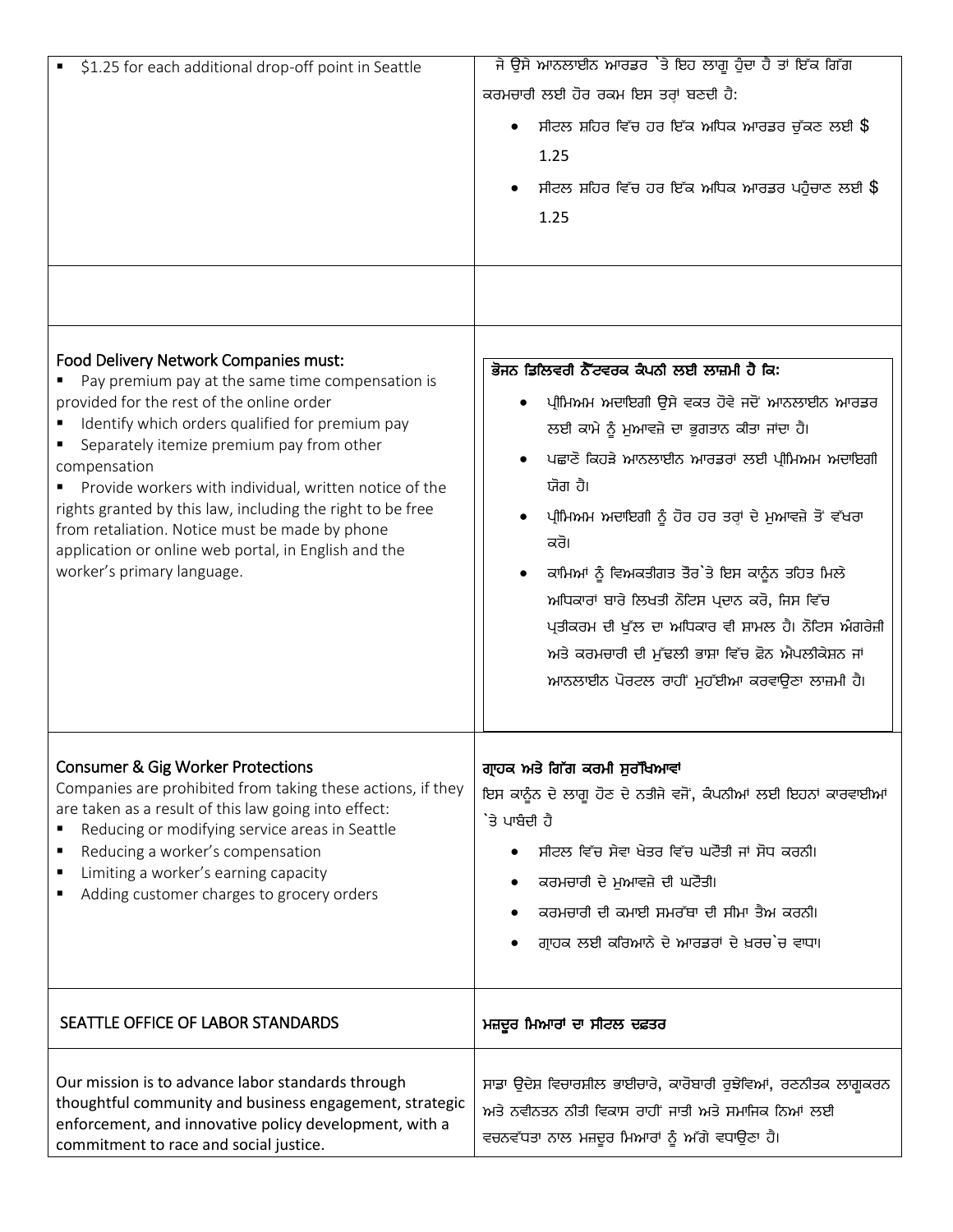| | |
|---|---|
| ▪ $1.25 for each additional drop-off point in Seattle | ਜੇ ਉਸੇ ਆਨਲਾਈਨ ਆਰਡਰ `ਤੇ ਇਹ ਲਾਗੂ ਹੁੰਦਾ ਹੈ ਤਾਂ ਇੱਕ ਗਿੱਗ ਕਰਮਚਾਰੀ ਲਈ ਹੋਰ ਰਕਮ ਇਸ ਤਰ੍ਹਾਂ ਬਣਦੀ ਹੈ:<br>• ਸੀਟਲ ਸ਼ਹਿਰ ਵਿੱਚ ਹਰ ਇੱਕ ਅਧਿਕ ਆਰਡਰ ਚੁੱਕਣ ਲਈ $ 1.25<br>• ਸੀਟਲ ਸ਼ਹਿਰ ਵਿੱਚ ਹਰ ਇੱਕ ਅਧਿਕ ਆਰਡਰ ਪਹੁੰਚਾਣ ਲਈ $ 1.25 |
| | |
| **Food Delivery Network Companies must:**<br>▪ Pay premium pay at the same time compensation is provided for the rest of the online order<br>▪ Identify which orders qualified for premium pay<br>▪ Separately itemize premium pay from other compensation<br>▪ Provide workers with individual, written notice of the rights granted by this law, including the right to be free from retaliation. Notice must be made by phone application or online web portal, in English and the worker's primary language. | **ਭੋਜਨ ਡਿਲਿਵਰੀ ਨੈੱਟਵਰਕ ਕੰਪਨੀ ਲਈ ਲਾਜ਼ਮੀ ਹੈ ਕਿ:**<br>• ਪ੍ਰੀਮਿਅਮ ਅਦਾਇਗੀ ਉਸੇ ਵਕਤ ਹੋਵੇ ਜਦੋਂ ਆਨਲਾਈਨ ਆਰਡਰ ਲਈ ਕਾਮੇ ਨੂੰ ਮੁਆਵਜ਼ੇ ਦਾ ਭੁਗਤਾਨ ਕੀਤਾ ਜਾਂਦਾ ਹੈ।<br>• ਪਛਾਣੋ ਕਿਹੜੇ ਆਨਲਾਈਨ ਆਰਡਰਾਂ ਲਈ ਪ੍ਰੀਮਿਅਮ ਅਦਾਇਗੀ ਯੋਗ ਹੈ।<br>• ਪ੍ਰੀਮਿਅਮ ਅਦਾਇਗੀ ਨੂੰ ਹੋਰ ਹਰ ਤਰ੍ਹਾਂ ਦੇ ਮੁਆਵਜ਼ੇ ਤੋਂ ਵੱਖਰਾ ਕਰੋ।<br>• ਕਾਮਿਆਂ ਨੂੰ ਵਿਅਕਤੀਗਤ ਤੌਰ`ਤੇ ਇਸ ਕਾਨੂੰਨ ਤਹਿਤ ਮਿਲੇ ਅਧਿਕਾਰਾਂ ਬਾਰੇ ਲਿਖਤੀ ਨੋਟਿਸ ਪ੍ਰਦਾਨ ਕਰੋ, ਜਿਸ ਵਿੱਚ ਪ੍ਰਤੀਕਰਮ ਦੀ ਖੁੱਲ ਦਾ ਅਧਿਕਾਰ ਵੀ ਸ਼ਾਮਲ ਹੈ। ਨੋਟਿਸ ਅੰਗਰੇਜ਼ੀ ਅਤੇ ਕਰਮਚਾਰੀ ਦੀ ਮੁੱਢਲੀ ਭਾਸ਼ਾ ਵਿੱਚ ਫ਼ੋਨ ਐਪਲੀਕੇਸ਼ਨ ਜਾਂ ਆਨਲਾਈਨ ਪੋਰਟਲ ਰਾਹੀਂ ਮੁਹੱਈਆ ਕਰਵਾਉਣਾ ਲਾਜ਼ਮੀ ਹੈ। |
| **Consumer & Gig Worker Protections**<br>Companies are prohibited from taking these actions, if they are taken as a result of this law going into effect:<br>▪ Reducing or modifying service areas in Seattle<br>▪ Reducing a worker's compensation<br>▪ Limiting a worker's earning capacity<br>▪ Adding customer charges to grocery orders | **ਗ੍ਰਾਹਕ ਅਤੇ ਗਿੱਗ ਕਰਮੀ ਸੁਰੱਖਿਆਵਾਂ**<br>ਇਸ ਕਾਨੂੰਨ ਦੇ ਲਾਗੂ ਹੋਣ ਦੇ ਨਤੀਜੇ ਵਜੋਂ, ਕੰਪਨੀਆਂ ਲਈ ਇਹਨਾਂ ਕਾਰਵਾਈਆਂ `ਤੇ ਪਾਬੰਦੀ ਹੈ<br>• ਸੀਟਲ ਵਿੱਚ ਸੇਵਾ ਖੇਤਰ ਵਿੱਚ ਘਟੌਤੀ ਜਾਂ ਸੋਧ ਕਰਨੀ।<br>• ਕਰਮਚਾਰੀ ਦੇ ਮੁਆਵਜ਼ੇ ਦੀ ਘਟੌਤੀ।<br>• ਕਰਮਚਾਰੀ ਦੀ ਕਮਾਈ ਸਮਰੱਥਾ ਦੀ ਸੀਮਾ ਤੈਅ ਕਰਨੀ।<br>• ਗ੍ਰਾਹਕ ਲਈ ਕਰਿਆਨੇ ਦੇ ਆਰਡਰਾਂ ਦੇ ਖ਼ਰਚ`ਚ ਵਾਧਾ। |
| SEATTLE OFFICE OF LABOR STANDARDS | **ਮਜ਼ਦੂਰ ਮਿਆਰਾਂ ਦਾ ਸੀਟਲ ਦਫ਼ਤਰ** |
| Our mission is to advance labor standards through thoughtful community and business engagement, strategic enforcement, and innovative policy development, with a commitment to race and social justice. | ਸਾਡਾ ਉਦੇਸ਼ ਵਿਚਾਰਸ਼ੀਲ ਭਾਈਚਾਰੇ, ਕਾਰੋਬਾਰੀ ਰੁਝੇਵਿਆਂ, ਰਣਨੀਤਕ ਲਾਗੂਕਰਨ ਅਤੇ ਨਵੀਨਤਨ ਨੀਤੀ ਵਿਕਾਸ ਰਾਹੀਂ ਜਾਤੀ ਅਤੇ ਸਮਾਜਿਕ ਨਿਆਂ ਲਈ ਵਚਨਵੱਧਤਾ ਨਾਲ ਮਜ਼ਦੂਰ ਮਿਆਰਾਂ ਨੂੰ ਅੱਗੇ ਵਧਾਉਣਾ ਹੈ। |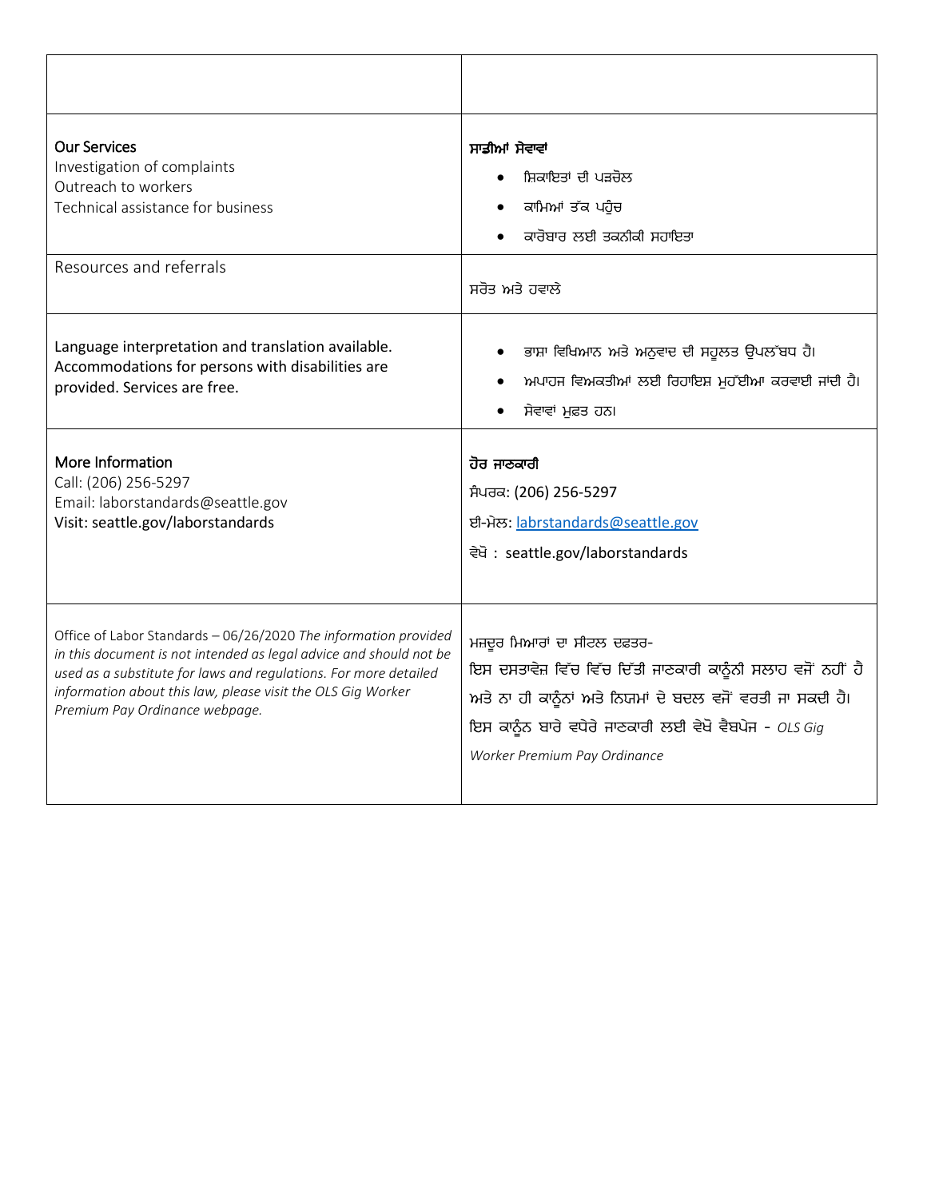| | |
|---|---|
| | |
| **Our Services**<br>Investigation of complaints<br>Outreach to workers<br>Technical assistance for business | **ਸਾਡੀਆਂ ਸੇਵਾਵਾਂ**<br>• ਸ਼ਿਕਾਇਤਾਂ ਦੀ ਪੜਚੋਲ<br>• ਕਾਮਿਆਂ ਤੱਕ ਪਹੁੰਚ<br>• ਕਾਰੋਬਾਰ ਲਈ ਤਕਨੀਕੀ ਸਹਾਇਤਾ |
| Resources and referrals | ਸਰੋਤ ਅਤੇ ਹਵਾਲੇ |
| Language interpretation and translation available. Accommodations for persons with disabilities are provided. Services are free. | • ਭਾਸ਼ਾ ਵਿਖਿਆਨ ਅਤੇ ਅਨੁਵਾਦ ਦੀ ਸਹੂਲਤ ਉਪਲੱਬਧ ਹੈ।<br>• ਅਪਾਹਜ ਵਿਅਕਤੀਆਂ ਲਈ ਰਿਹਾਇਸ਼ ਮੁਹੱਈਆ ਕਰਵਾਈ ਜਾਂਦੀ ਹੈ।<br>• ਸੇਵਾਵਾਂ ਮੁਫ਼ਤ ਹਨ। |
| **More Information**<br>Call: (206) 256-5297<br>Email: laborstandards@seattle.gov<br>Visit: seattle.gov/laborstandards | **ਹੋਰ ਜਾਣਕਾਰੀ**<br>ਸੰਪਰਕ: (206) 256-5297<br>ਈ-ਮੇਲ: labrstandards@seattle.gov<br>ਵੇਖੋ : seattle.gov/laborstandards |
| Office of Labor Standards – 06/26/2020 *The information provided in this document is not intended as legal advice and should not be used as a substitute for laws and regulations. For more detailed information about this law, please visit the OLS Gig Worker Premium Pay Ordinance webpage.* | ਮਜ਼ਦੂਰ ਮਿਆਰਾਂ ਦਾ ਸੀਟਲ ਦਫ਼ਤਰ-<br>ਇਸ ਦਸਤਾਵੇਜ਼ ਵਿੱਚ ਵਿੱਚ ਦਿੱਤੀ ਜਾਣਕਾਰੀ ਕਾਨੂੰਨੀ ਸਲਾਹ ਵਜੋਂ ਨਹੀਂ ਹੈ ਅਤੇ ਨਾ ਹੀ ਕਾਨੂੰਨਾਂ ਅਤੇ ਨਿਯਮਾਂ ਦੇ ਬਦਲ ਵਜੋਂ ਵਰਤੀ ਜਾ ਸਕਦੀ ਹੈ। ਇਸ ਕਾਨੂੰਨ ਬਾਰੇ ਵਧੇਰੇ ਜਾਣਕਾਰੀ ਲਈ ਵੇਖੋ ਵੈਬਪੇਜ - *OLS Gig Worker Premium Pay Ordinance* |